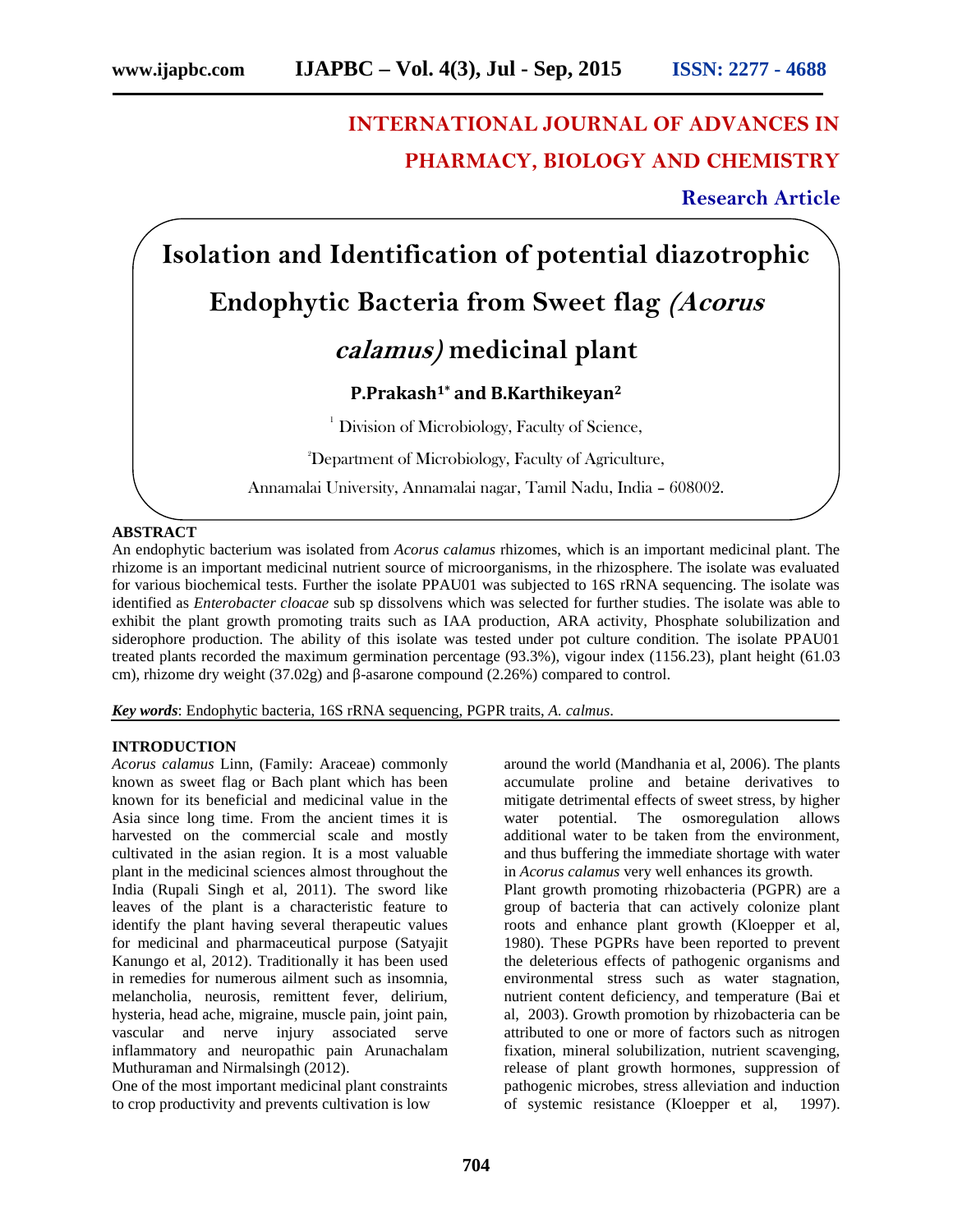# INTERNATIONAL JOURNAL OF ADVANCES IN PHARMACY, BIOLOGY AND CHEMISTRY

**Research Article**

# Isolation and Identification of potential diazotrophic Endophytic Bacteria from Sweet flag *(Acorus calamus)* medicinal plant

**P.Prakash[1*] and B.Karthikeyan[2]**

[1] Division of Microbiology, Faculty of Science,

[2]Department of Microbiology, Faculty of Agriculture,

Annamalai University, Annamalai nagar, Tamil Nadu, India – 608002.

## ABSTRACT

An endophytic bacterium was isolated from *Acorus calamus* rhizomes, which is an important medicinal plant. The rhizome is an important medicinal nutrient source of microorganisms, in the rhizosphere. The isolate was evaluated for various biochemical tests. Further the isolate PPAU01 was subjected to 16S rRNA sequencing. The isolate was identified as *Enterobacter cloacae* sub sp dissolvens which was selected for further studies. The isolate was able to exhibit the plant growth promoting traits such as IAA production, ARA activity, Phosphate solubilization and siderophore production. The ability of this isolate was tested under pot culture condition. The isolate PPAU01 treated plants recorded the maximum germination percentage (93.3%), vigour index (1156.23), plant height (61.03 cm), rhizome dry weight (37.02g) and β-asarone compound (2.26%) compared to control.

***Key words***: Endophytic bacteria, 16S rRNA sequencing, PGPR traits, *A. calmus*.

## INTRODUCTION

*Acorus calamus* Linn, (Family: Araceae) commonly known as sweet flag or Bach plant which has been known for its beneficial and medicinal value in the Asia since long time. From the ancient times it is harvested on the commercial scale and mostly cultivated in the asian region. It is a most valuable plant in the medicinal sciences almost throughout the India (Rupali Singh et al, 2011). The sword like leaves of the plant is a characteristic feature to identify the plant having several therapeutic values for medicinal and pharmaceutical purpose (Satyajit Kanungo et al, 2012). Traditionally it has been used in remedies for numerous ailment such as insomnia, melancholia, neurosis, remittent fever, delirium, hysteria, head ache, migraine, muscle pain, joint pain, vascular and nerve injury associated serve inflammatory and neuropathic pain Arunachalam Muthuraman and Nirmalsingh (2012).

One of the most important medicinal plant constraints to crop productivity and prevents cultivation is low around the world (Mandhania et al, 2006). The plants accumulate proline and betaine derivatives to mitigate detrimental effects of sweet stress, by higher water potential. The osmoregulation allows additional water to be taken from the environment, and thus buffering the immediate shortage with water in *Acorus calamus* very well enhances its growth.

Plant growth promoting rhizobacteria (PGPR) are a group of bacteria that can actively colonize plant roots and enhance plant growth (Kloepper et al, 1980). These PGPRs have been reported to prevent the deleterious effects of pathogenic organisms and environmental stress such as water stagnation, nutrient content deficiency, and temperature (Bai et al, 2003). Growth promotion by rhizobacteria can be attributed to one or more of factors such as nitrogen fixation, mineral solubilization, nutrient scavenging, release of plant growth hormones, suppression of pathogenic microbes, stress alleviation and induction of systemic resistance (Kloepper et al, 1997).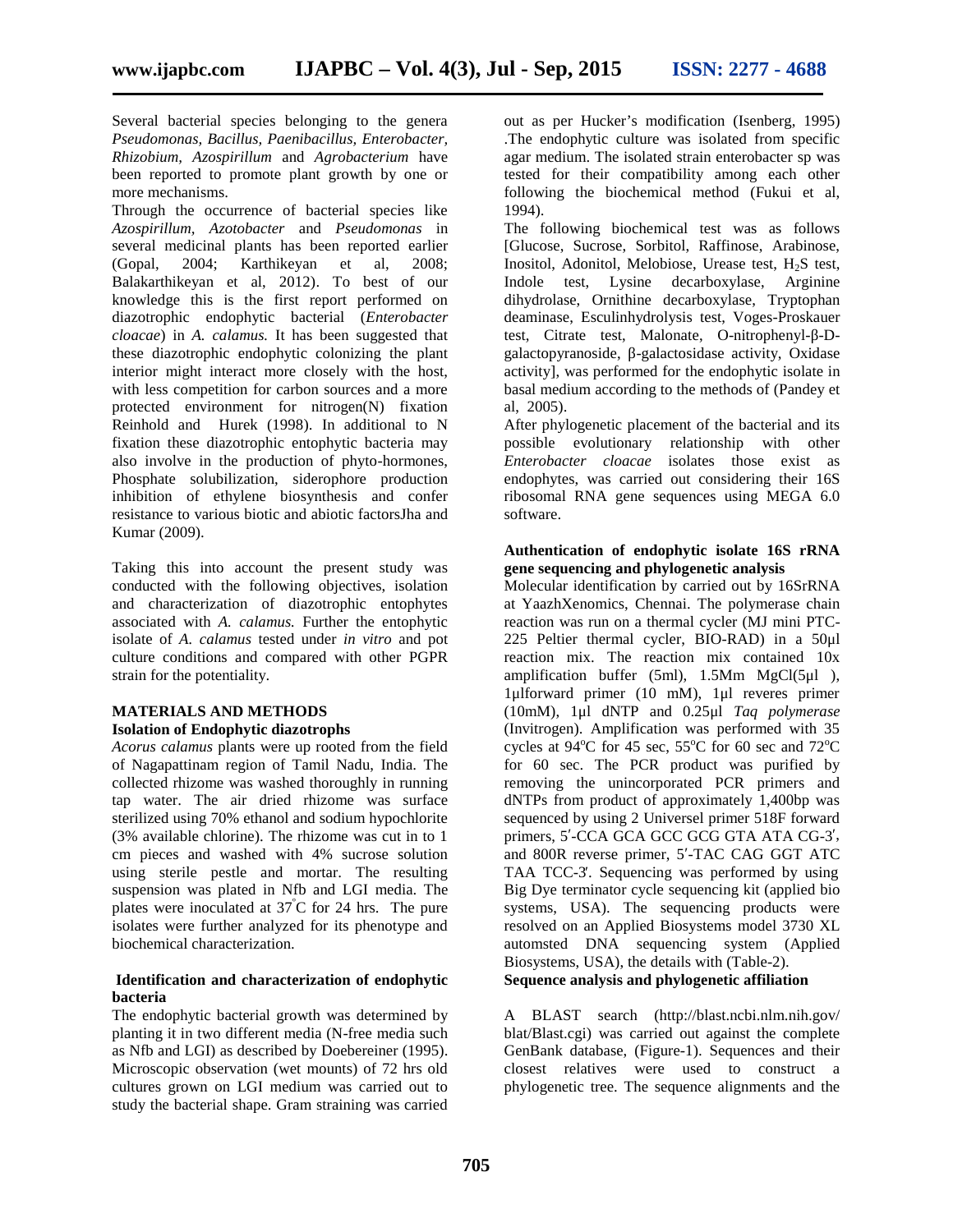Several bacterial species belonging to the genera *Pseudomonas, Bacillus, Paenibacillus, Enterobacter, Rhizobium, Azospirillum* and *Agrobacterium* have been reported to promote plant growth by one or more mechanisms.

Through the occurrence of bacterial species like *Azospirillum, Azotobacter* and *Pseudomonas* in several medicinal plants has been reported earlier (Gopal, 2004; Karthikeyan et al, 2008; Balakarthikeyan et al, 2012). To best of our knowledge this is the first report performed on diazotrophic endophytic bacterial (*Enterobacter cloacae*) in *A. calamus.* It has been suggested that these diazotrophic endophytic colonizing the plant interior might interact more closely with the host, with less competition for carbon sources and a more protected environment for nitrogen(N) fixation Reinhold and Hurek (1998). In additional to N fixation these diazotrophic entophytic bacteria may also involve in the production of phyto-hormones, Phosphate solubilization, siderophore production inhibition of ethylene biosynthesis and confer resistance to various biotic and abiotic factorsJha and Kumar (2009).

Taking this into account the present study was conducted with the following objectives, isolation and characterization of diazotrophic entophytes associated with *A. calamus.* Further the entophytic isolate of *A. calamus* tested under *in vitro* and pot culture conditions and compared with other PGPR strain for the potentiality.

## MATERIALS AND METHODS

### Isolation of Endophytic diazotrophs

*Acorus calamus* plants were up rooted from the field of Nagapattinam region of Tamil Nadu, India. The collected rhizome was washed thoroughly in running tap water. The air dried rhizome was surface sterilized using 70% ethanol and sodium hypochlorite (3% available chlorine). The rhizome was cut in to 1 cm pieces and washed with 4% sucrose solution using sterile pestle and mortar. The resulting suspension was plated in Nfb and LGI media. The plates were inoculated at 37°C for 24 hrs. The pure isolates were further analyzed for its phenotype and biochemical characterization.

### Identification and characterization of endophytic bacteria

The endophytic bacterial growth was determined by planting it in two different media (N-free media such as Nfb and LGI) as described by Doebereiner (1995). Microscopic observation (wet mounts) of 72 hrs old cultures grown on LGI medium was carried out to study the bacterial shape. Gram straining was carried out as per Hucker's modification (Isenberg, 1995) .The endophytic culture was isolated from specific agar medium. The isolated strain enterobacter sp was tested for their compatibility among each other following the biochemical method (Fukui et al, 1994).

The following biochemical test was as follows [Glucose, Sucrose, Sorbitol, Raffinose, Arabinose, Inositol, Adonitol, Melobiose, Urease test, $H_2S$ test, Indole test, Lysine decarboxylase, Arginine dihydrolase, Ornithine decarboxylase, Tryptophan deaminase, Esculinhydrolysis test, Voges-Proskauer test, Citrate test, Malonate, O-nitrophenyl-β-D-galactopyranoside, β-galactosidase activity, Oxidase activity], was performed for the endophytic isolate in basal medium according to the methods of (Pandey et al, 2005).

After phylogenetic placement of the bacterial and its possible evolutionary relationship with other *Enterobacter cloacae* isolates those exist as endophytes, was carried out considering their 16S ribosomal RNA gene sequences using MEGA 6.0 software.

### Authentication of endophytic isolate 16S rRNA gene sequencing and phylogenetic analysis

Molecular identification by carried out by 16SrRNA at YaazhXenomics, Chennai. The polymerase chain reaction was run on a thermal cycler (MJ mini PTC-225 Peltier thermal cycler, BIO-RAD) in a 50µl reaction mix. The reaction mix contained 10x amplification buffer (5ml), 1.5Mm MgCl(5µl ), 1µlforward primer (10 mM), 1µl reveres primer (10mM), 1µl dNTP and 0.25µl *Taq polymerase* (Invitrogen). Amplification was performed with 35 cycles at 94°C for 45 sec, 55°C for 60 sec and 72°C for 60 sec. The PCR product was purified by removing the unincorporated PCR primers and dNTPs from product of approximately 1,400bp was sequenced by using 2 Universel primer 518F forward primers, 5′-CCA GCA GCC GCG GTA ATA CG-3′, and 800R reverse primer, 5′-TAC CAG GGT ATC TAA TCC-3′. Sequencing was performed by using Big Dye terminator cycle sequencing kit (applied bio systems, USA). The sequencing products were resolved on an Applied Biosystems model 3730 XL automsted DNA sequencing system (Applied Biosystems, USA), the details with (Table-2).

### Sequence analysis and phylogenetic affiliation

A BLAST search (http://blast.ncbi.nlm.nih.gov/blat/Blast.cgi) was carried out against the complete GenBank database, (Figure-1). Sequences and their closest relatives were used to construct a phylogenetic tree. The sequence alignments and the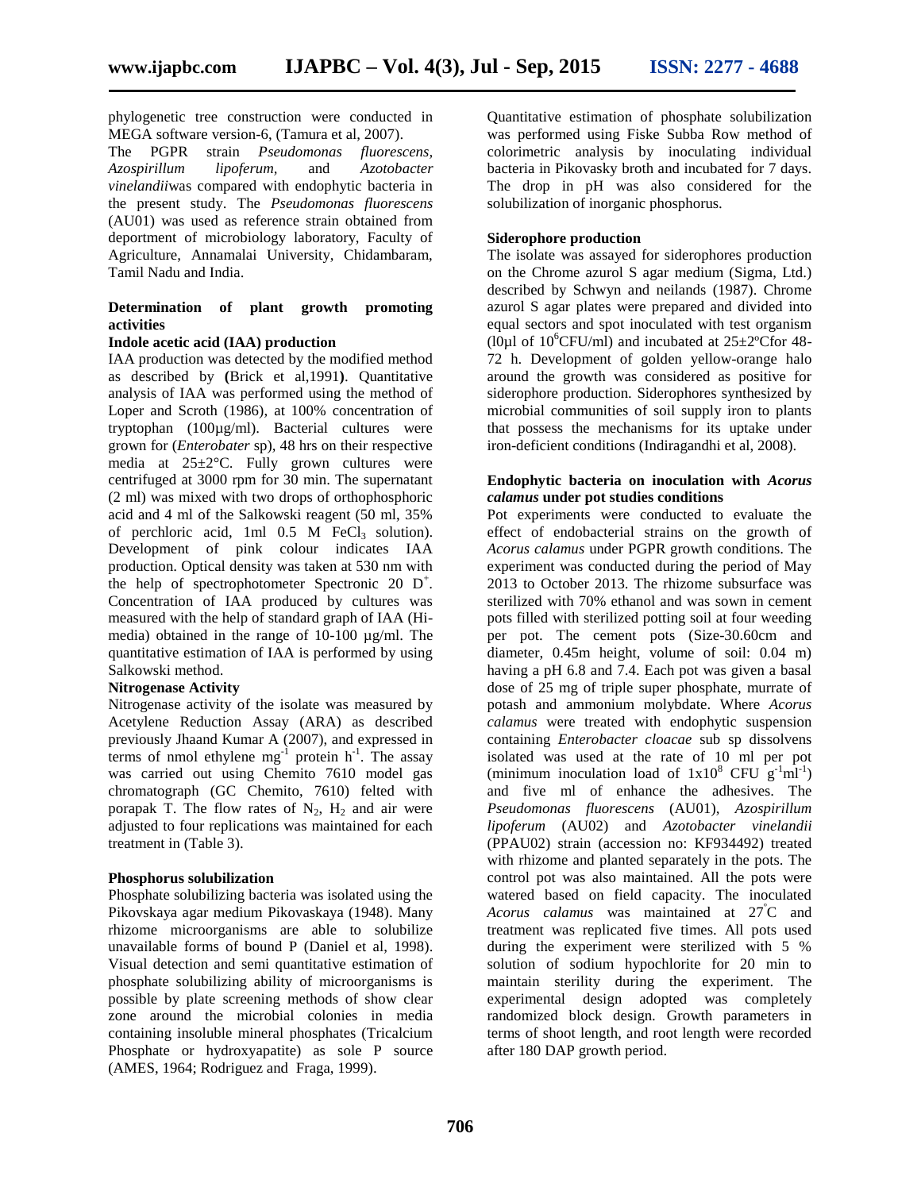phylogenetic tree construction were conducted in MEGA software version-6, (Tamura et al, 2007).

The PGPR strain *Pseudomonas fluorescens, Azospirillum lipoferum,* and *Azotobacter vinelandii*was compared with endophytic bacteria in the present study. The *Pseudomonas fluorescens* (AU01) was used as reference strain obtained from deportment of microbiology laboratory, Faculty of Agriculture, Annamalai University, Chidambaram, Tamil Nadu and India.

**Determination of plant growth promoting activities**

**Indole acetic acid (IAA) production**

IAA production was detected by the modified method as described by **(**Brick et al,1991**)**. Quantitative analysis of IAA was performed using the method of Loper and Scroth (1986), at 100% concentration of tryptophan (100µg/ml). Bacterial cultures were grown for (*Enterobater* sp), 48 hrs on their respective media at 25±2°C. Fully grown cultures were centrifuged at 3000 rpm for 30 min. The supernatant (2 ml) was mixed with two drops of orthophosphoric acid and 4 ml of the Salkowski reagent (50 ml, 35% of perchloric acid, 1ml 0.5 M $FeCl_3$ solution). Development of pink colour indicates IAA production. Optical density was taken at 530 nm with the help of spectrophotometer Spectronic 20 $D^+$. Concentration of IAA produced by cultures was measured with the help of standard graph of IAA (Hi-media) obtained in the range of 10-100 µg/ml. The quantitative estimation of IAA is performed by using Salkowski method.

**Nitrogenase Activity**

Nitrogenase activity of the isolate was measured by Acetylene Reduction Assay (ARA) as described previously Jhaand Kumar A (2007), and expressed in terms of nmol ethylene $mg^{-1}$ protein $h^{-1}$. The assay was carried out using Chemito 7610 model gas chromatograph (GC Chemito, 7610) felted with porapak T. The flow rates of $N_2$, $H_2$ and air were adjusted to four replications was maintained for each treatment in (Table 3).

**Phosphorus solubilization**

Phosphate solubilizing bacteria was isolated using the Pikovskaya agar medium Pikovaskaya (1948). Many rhizome microorganisms are able to solubilize unavailable forms of bound P (Daniel et al, 1998). Visual detection and semi quantitative estimation of phosphate solubilizing ability of microorganisms is possible by plate screening methods of show clear zone around the microbial colonies in media containing insoluble mineral phosphates (Tricalcium Phosphate or hydroxyapatite) as sole P source (AMES, 1964; Rodriguez and Fraga, 1999).

Quantitative estimation of phosphate solubilization was performed using Fiske Subba Row method of colorimetric analysis by inoculating individual bacteria in Pikovasky broth and incubated for 7 days. The drop in pH was also considered for the solubilization of inorganic phosphorus.

**Siderophore production**

The isolate was assayed for siderophores production on the Chrome azurol S agar medium (Sigma, Ltd.) described by Schwyn and neilands (1987). Chrome azurol S agar plates were prepared and divided into equal sectors and spot inoculated with test organism (l0µl of $10^6$CFU/ml) and incubated at 25±2ºCfor 48-72 h. Development of golden yellow-orange halo around the growth was considered as positive for siderophore production. Siderophores synthesized by microbial communities of soil supply iron to plants that possess the mechanisms for its uptake under iron-deficient conditions (Indiragandhi et al, 2008).

**Endophytic bacteria on inoculation with *Acorus calamus* under pot studies conditions**

Pot experiments were conducted to evaluate the effect of endobacterial strains on the growth of *Acorus calamus* under PGPR growth conditions. The experiment was conducted during the period of May 2013 to October 2013. The rhizome subsurface was sterilized with 70% ethanol and was sown in cement pots filled with sterilized potting soil at four weeding per pot. The cement pots (Size-30.60cm and diameter, 0.45m height, volume of soil: 0.04 m) having a pH 6.8 and 7.4. Each pot was given a basal dose of 25 mg of triple super phosphate, murrate of potash and ammonium molybdate. Where *Acorus calamus* were treated with endophytic suspension containing *Enterobacter cloacae* sub sp dissolvens isolated was used at the rate of 10 ml per pot (minimum inoculation load of $1x10^8$ CFU $g^{-1}ml^{-1}$) and five ml of enhance the adhesives. The *Pseudomonas fluorescens* (AU01), *Azospirillum lipoferum* (AU02) and *Azotobacter vinelandii* (PPAU02) strain (accession no: KF934492) treated with rhizome and planted separately in the pots. The control pot was also maintained. All the pots were watered based on field capacity. The inoculated *Acorus calamus* was maintained at 27°C and treatment was replicated five times. All pots used during the experiment were sterilized with 5 % solution of sodium hypochlorite for 20 min to maintain sterility during the experiment. The experimental design adopted was completely randomized block design. Growth parameters in terms of shoot length, and root length were recorded after 180 DAP growth period.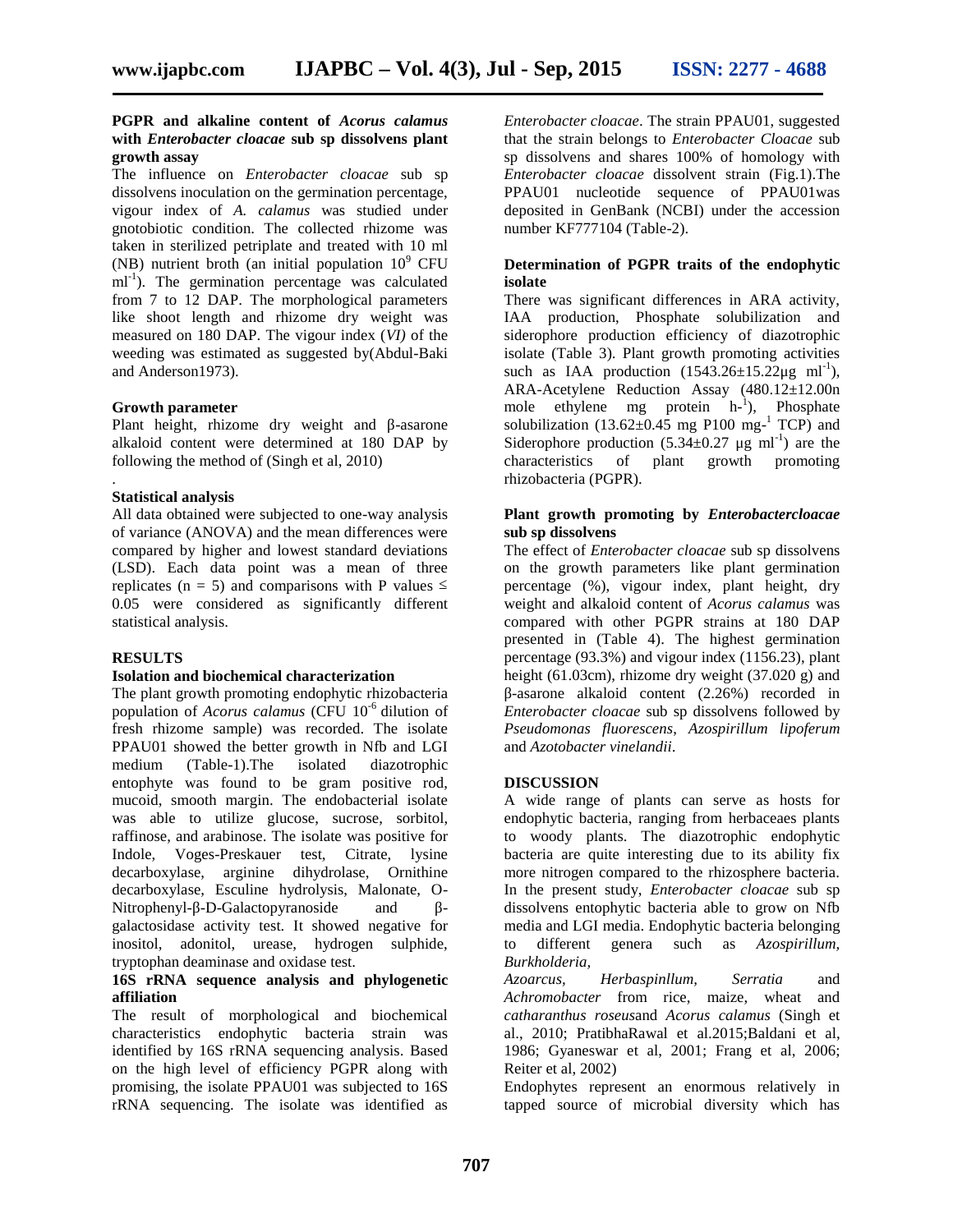**PGPR and alkaline content of *Acorus calamus* with *Enterobacter cloacae* sub sp dissolvens plant growth assay**

The influence on *Enterobacter cloacae* sub sp dissolvens inoculation on the germination percentage, vigour index of *A. calamus* was studied under gnotobiotic condition. The collected rhizome was taken in sterilized petriplate and treated with 10 ml (NB) nutrient broth (an initial population $10^9$ CFU $ml^{-1}$). The germination percentage was calculated from 7 to 12 DAP. The morphological parameters like shoot length and rhizome dry weight was measured on 180 DAP. The vigour index (*VI)* of the weeding was estimated as suggested by(Abdul-Baki and Anderson1973).

**Growth parameter**

Plant height, rhizome dry weight and β-asarone alkaloid content were determined at 180 DAP by following the method of (Singh et al, 2010)

.

**Statistical analysis**

All data obtained were subjected to one-way analysis of variance (ANOVA) and the mean differences were compared by higher and lowest standard deviations (LSD). Each data point was a mean of three replicates (n = 5) and comparisons with P values ≤ 0.05 were considered as significantly different statistical analysis.

## RESULTS

**Isolation and biochemical characterization**

The plant growth promoting endophytic rhizobacteria population of *Acorus calamus* (CFU $10^{-6}$ dilution of fresh rhizome sample) was recorded. The isolate PPAU01 showed the better growth in Nfb and LGI medium (Table-1).The isolated diazotrophic entophyte was found to be gram positive rod, mucoid, smooth margin. The endobacterial isolate was able to utilize glucose, sucrose, sorbitol, raffinose, and arabinose. The isolate was positive for Indole, Voges-Preskauer test, Citrate, lysine decarboxylase, arginine dihydrolase, Ornithine decarboxylase, Esculine hydrolysis, Malonate, O-Nitrophenyl-β-D-Galactopyranoside and β-galactosidase activity test. It showed negative for inositol, adonitol, urease, hydrogen sulphide, tryptophan deaminase and oxidase test.

**16S rRNA sequence analysis and phylogenetic affiliation**

The result of morphological and biochemical characteristics endophytic bacteria strain was identified by 16S rRNA sequencing analysis. Based on the high level of efficiency PGPR along with promising, the isolate PPAU01 was subjected to 16S rRNA sequencing. The isolate was identified as *Enterobacter cloacae*. The strain PPAU01, suggested that the strain belongs to *Enterobacter Cloacae* sub sp dissolvens and shares 100% of homology with *Enterobacter cloacae* dissolvent strain (Fig.1).The PPAU01 nucleotide sequence of PPAU01was deposited in GenBank (NCBI) under the accession number KF777104 (Table-2).

**Determination of PGPR traits of the endophytic isolate**

There was significant differences in ARA activity, IAA production, Phosphate solubilization and siderophore production efficiency of diazotrophic isolate (Table 3). Plant growth promoting activities such as IAA production (1543.26±15.22µg $ml^{-1}$), ARA-Acetylene Reduction Assay (480.12±12.00n mole ethylene mg protein $h^{-1}$), Phosphate solubilization (13.62±0.45 mg P100 $mg^{-1}$ TCP) and Siderophore production (5.34±0.27 µg $ml^{-1}$) are the characteristics of plant growth promoting rhizobacteria (PGPR).

**Plant growth promoting by *Enterobactercloacae* sub sp dissolvens**

The effect of *Enterobacter cloacae* sub sp dissolvens on the growth parameters like plant germination percentage (%), vigour index, plant height, dry weight and alkaloid content of *Acorus calamus* was compared with other PGPR strains at 180 DAP presented in (Table 4). The highest germination percentage (93.3%) and vigour index (1156.23), plant height (61.03cm), rhizome dry weight (37.020 g) and β-asarone alkaloid content (2.26%) recorded in *Enterobacter cloacae* sub sp dissolvens followed by *Pseudomonas fluorescens*, *Azospirillum lipoferum* and *Azotobacter vinelandii*.

## DISCUSSION

A wide range of plants can serve as hosts for endophytic bacteria, ranging from herbaceaes plants to woody plants. The diazotrophic endophytic bacteria are quite interesting due to its ability fix more nitrogen compared to the rhizosphere bacteria. In the present study, *Enterobacter cloacae* sub sp dissolvens entophytic bacteria able to grow on Nfb media and LGI media. Endophytic bacteria belonging to different genera such as *Azospirillum, Burkholderia, Azoarcus, Herbaspinllum, Serratia* and *Achromobacter* from rice, maize, wheat and *catharanthus roseus*and *Acorus calamus* (Singh et al., 2010; PratibhaRawal et al.2015;Baldani et al, 1986; Gyaneswar et al, 2001; Frang et al, 2006; Reiter et al, 2002)

Endophytes represent an enormous relatively in tapped source of microbial diversity which has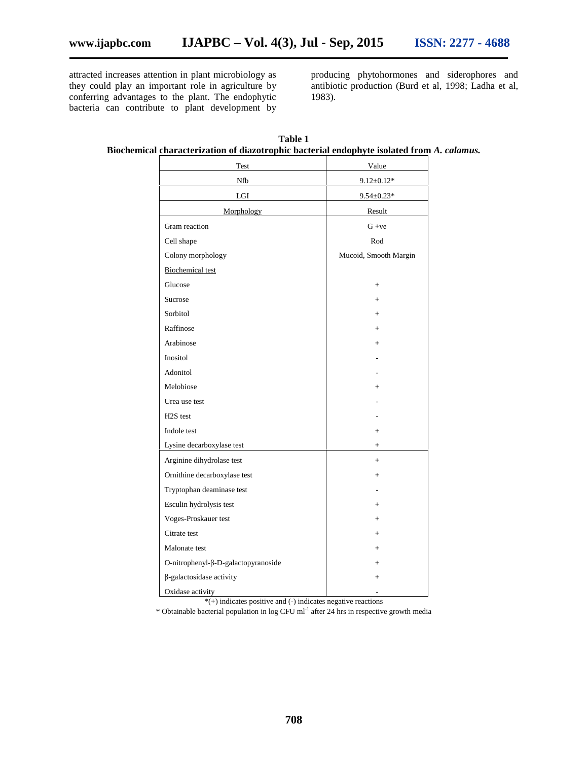attracted increases attention in plant microbiology as they could play an important role in agriculture by conferring advantages to the plant. The endophytic bacteria can contribute to plant development by producing phytohormones and siderophores and antibiotic production (Burd et al, 1998; Ladha et al, 1983).

**Table 1**
**Biochemical characterization of diazotrophic bacterial endophyte isolated from *A. calamus.***

| Test | Value |
|---|---|
| Nfb | 9.12±0.12* |
| LGI | 9.54±0.23* |
| Morphology | Result |
| Gram reaction | G +ve |
| Cell shape | Rod |
| Colony morphology | Mucoid, Smooth Margin |
| Biochemical test | |
| Glucose | + |
| Sucrose | + |
| Sorbitol | + |
| Raffinose | + |
| Arabinose | + |
| Inositol | - |
| Adonitol | - |
| Melobiose | + |
| Urea use test | - |
| $H_2S$ test | - |
| Indole test | + |
| Lysine decarboxylase test | + |
| Arginine dihydrolase test | + |
| Ornithine decarboxylase test | + |
| Tryptophan deaminase test | - |
| Esculin hydrolysis test | + |
| Voges-Proskauer test | + |
| Citrate test | + |
| Malonate test | + |
| O-nitrophenyl-β-D-galactopyranoside | + |
| β-galactosidase activity | + |
| Oxidase activity | - |

*(+) indicates positive and (-) indicates negative reactions

* Obtainable bacterial population in log CFU $ml^{-1}$ after 24 hrs in respective growth media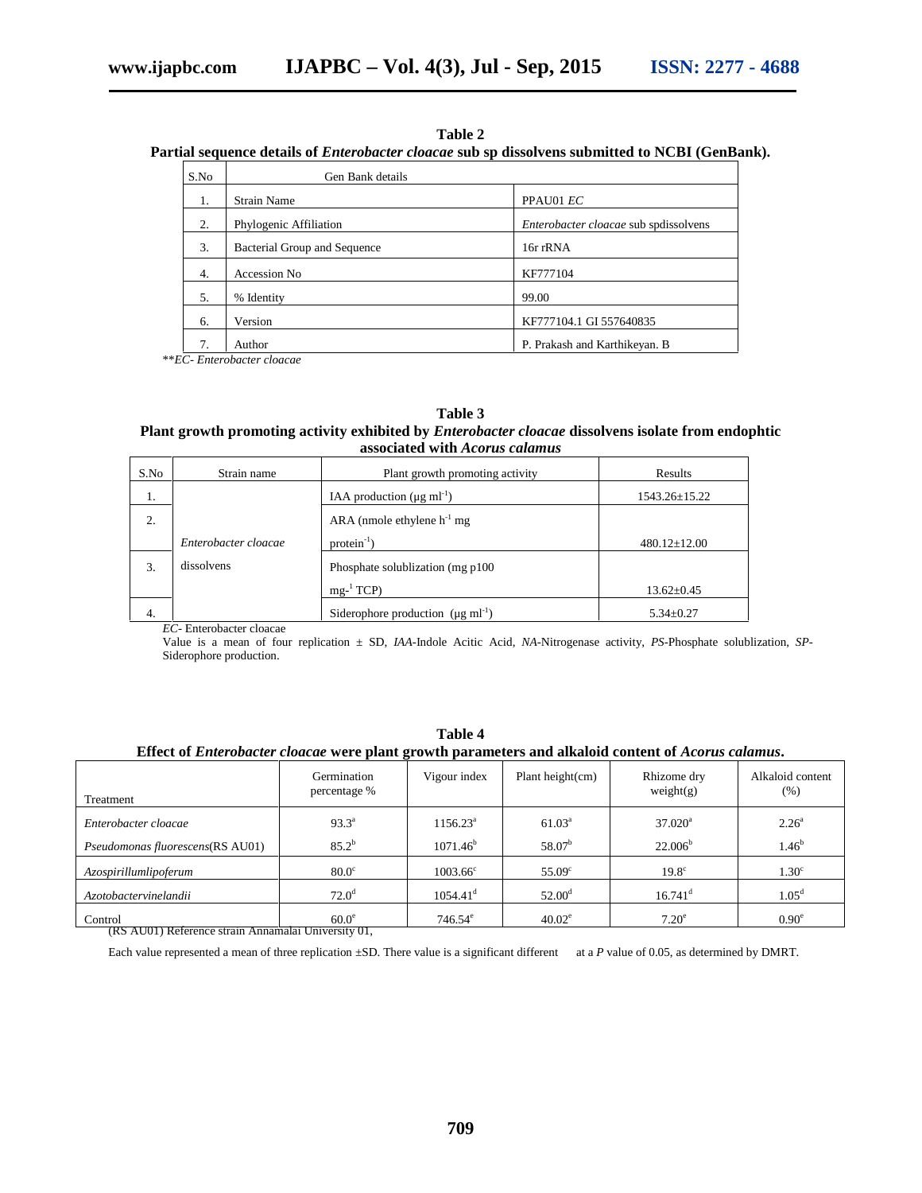**Table 2**
**Partial sequence details of *Enterobacter cloacae* sub sp dissolvens submitted to NCBI (GenBank).**

| S.No | Gen Bank details | |
|---|---|---|
| 1. | Strain Name | PPAU01 *EC* |
| 2. | Phylogenic Affiliation | *Enterobacter cloacae* sub spdissolvens |
| 3. | Bacterial Group and Sequence | 16r rRNA |
| 4. | Accession No | KF777104 |
| 5. | % Identity | 99.00 |
| 6. | Version | KF777104.1 GI 557640835 |
| 7. | Author | P. Prakash and Karthikeyan. B |

***EC- Enterobacter cloacae*

**Table 3**
**Plant growth promoting activity exhibited by *Enterobacter cloacae* dissolvens isolate from endophtic associated with *Acorus calamus***

| S.No | Strain name | Plant growth promoting activity | Results |
|---|---|---|---|
| 1. | *Enterobacter cloacae* dissolvens | IAA production (µg ml$^{-1}$) | 1543.26±15.22 |
| 2. | | ARA (nmole ethylene h$^{-1}$ mg protein$^{-1}$) | 480.12±12.00 |
| 3. | | Phosphate solublization (mg p100 mg-$^{1}$ TCP) | 13.62±0.45 |
| 4. | | Siderophore production (µg ml$^{-1}$) | 5.34±0.27 |

*EC*- Enterobacter cloacae
Value is a mean of four replication ± SD, *IAA*-Indole Acitic Acid, *NA*-Nitrogenase activity, *PS*-Phosphate solublization, *SP*-Siderophore production.

**Table 4**
**Effect of *Enterobacter cloacae* were plant growth parameters and alkaloid content of *Acorus calamus*.**

| Treatment | Germination percentage % | Vigour index | Plant height(cm) | Rhizome dry weight(g) | Alkaloid content (%) |
|---|---|---|---|---|---|
| *Enterobacter cloacae* | 93.3$^{a}$ | 1156.23$^{a}$ | 61.03$^{a}$ | 37.020$^{a}$ | 2.26$^{a}$ |
| *Pseudomonas fluorescens*(RS AU01) | 85.2$^{b}$ | 1071.46$^{b}$ | 58.07$^{b}$ | 22.006$^{b}$ | 1.46$^{b}$ |
| *Azospirillumlipoferum* | 80.0$^{c}$ | 1003.66$^{c}$ | 55.09$^{c}$ | 19.8$^{c}$ | 1.30$^{c}$ |
| *Azotobactervinelandii* | 72.0$^{d}$ | 1054.41$^{d}$ | 52.00$^{d}$ | 16.741$^{d}$ | 1.05$^{d}$ |
| Control | 60.0$^{e}$ | 746.54$^{e}$ | 40.02$^{e}$ | 7.20$^{e}$ | 0.90$^{e}$ |

(RS AU01) Reference strain Annamalai University 01,

Each value represented a mean of three replication ±SD. There value is a significant different at a *P* value of 0.05, as determined by DMRT.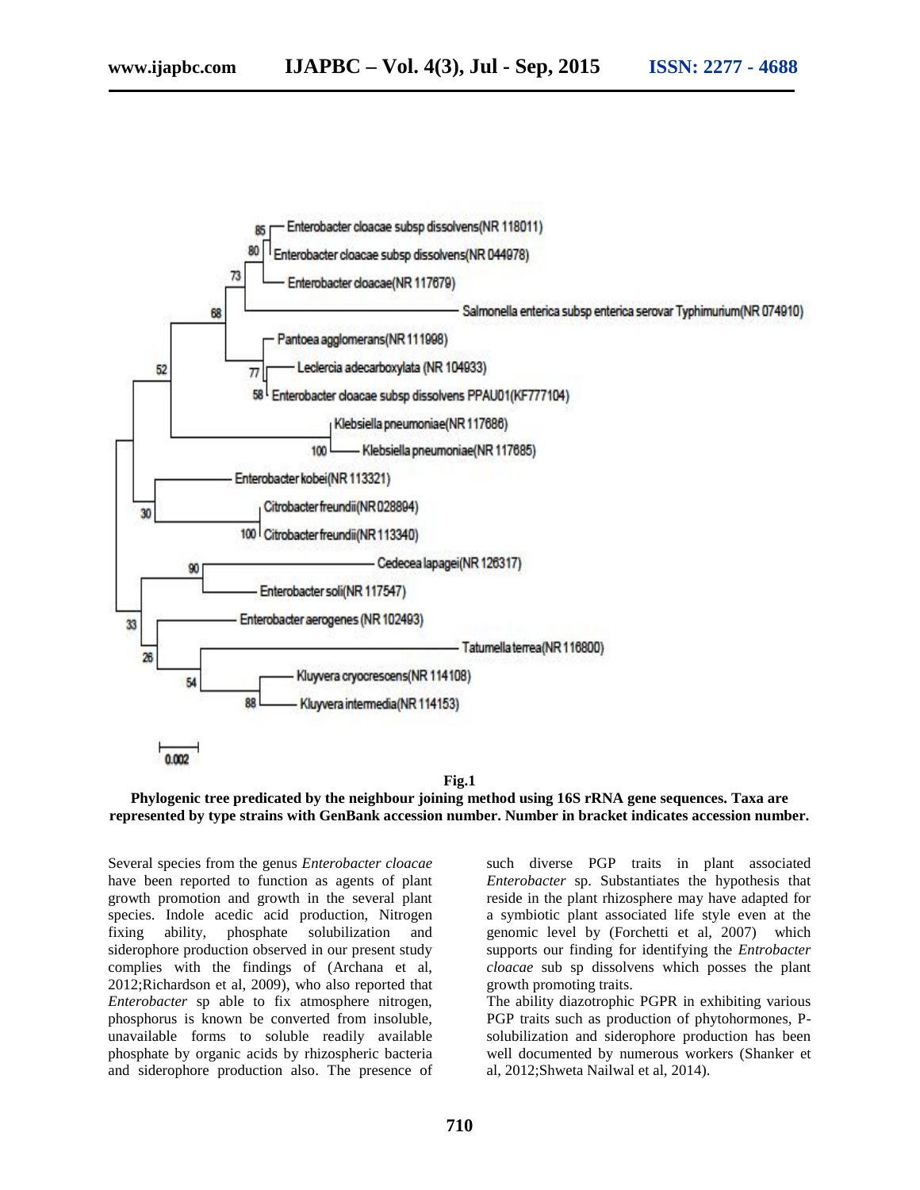**Fig.1**

**Phylogenic tree predicated by the neighbour joining method using 16S rRNA gene sequences. Taxa are represented by type strains with GenBank accession number. Number in bracket indicates accession number.**

Several species from the genus *Enterobacter cloacae* have been reported to function as agents of plant growth promotion and growth in the several plant species. Indole acedic acid production, Nitrogen fixing ability, phosphate solubilization and siderophore production observed in our present study complies with the findings of (Archana et al, 2012;Richardson et al, 2009), who also reported that *Enterobacter* sp able to fix atmosphere nitrogen, phosphorus is known be converted from insoluble, unavailable forms to soluble readily available phosphate by organic acids by rhizospheric bacteria and siderophore production also. The presence of such diverse PGP traits in plant associated *Enterobacter* sp. Substantiates the hypothesis that reside in the plant rhizosphere may have adapted for a symbiotic plant associated life style even at the genomic level by (Forchetti et al, 2007) which supports our finding for identifying the *Entrobacter cloacae* sub sp dissolvens which posses the plant growth promoting traits.

The ability diazotrophic PGPR in exhibiting various PGP traits such as production of phytohormones, P-solubilization and siderophore production has been well documented by numerous workers (Shanker et al, 2012;Shweta Nailwal et al, 2014).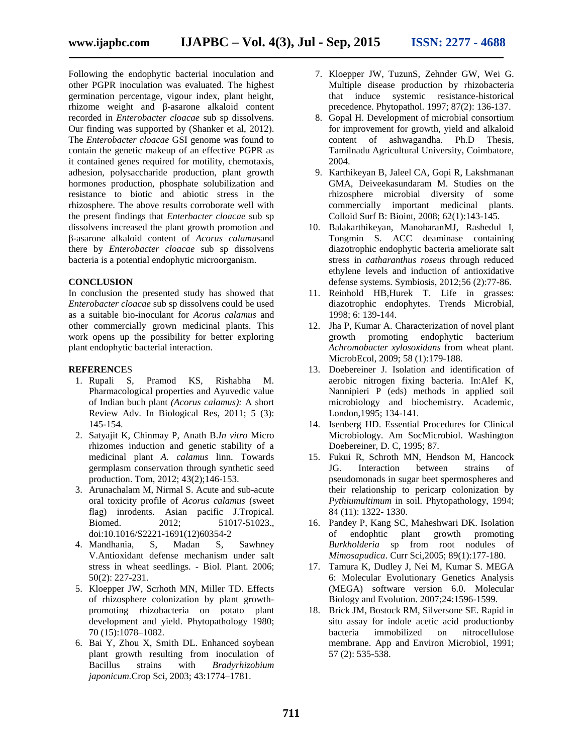Following the endophytic bacterial inoculation and other PGPR inoculation was evaluated. The highest germination percentage, vigour index, plant height, rhizome weight and β-asarone alkaloid content recorded in *Enterobacter cloacae* sub sp dissolvens. Our finding was supported by (Shanker et al, 2012). The *Enterobacter cloacae* GSI genome was found to contain the genetic makeup of an effective PGPR as it contained genes required for motility, chemotaxis, adhesion, polysaccharide production, plant growth hormones production, phosphate solubilization and resistance to biotic and abiotic stress in the rhizosphere. The above results corroborate well with the present findings that *Enterbacter cloacae* sub sp dissolvens increased the plant growth promotion and β-asarone alkaloid content of *Acorus calamus*and there by *Enterobacter cloacae* sub sp dissolvens bacteria is a potential endophytic microorganism.

## CONCLUSION

In conclusion the presented study has showed that *Enterobacter cloacae* sub sp dissolvens could be used as a suitable bio-inoculant for *Acorus calamus* and other commercially grown medicinal plants. This work opens up the possibility for better exploring plant endophytic bacterial interaction.

## REFERENCES

1. Rupali S, Pramod KS, Rishabha M. Pharmacological properties and Ayuvedic value of Indian buch plant *(Acorus calamus):* A short Review Adv. In Biological Res, 2011; 5 (3): 145-154.
2. Satyajit K, Chinmay P, Anath B.*In vitro* Micro rhizomes induction and genetic stability of a medicinal plant *A. calamus* linn. Towards germplasm conservation through synthetic seed production. Tom, 2012; 43(2);146-153.
3. Arunachalam M, Nirmal S. Acute and sub-acute oral toxicity profile of *Acorus calamus* (sweet flag) inrodents. Asian pacific J.Tropical. Biomed. 2012; 51017-51023., doi:10.1016/S2221-1691(12)60354-2
4. Mandhania, S, Madan S, Sawhney V.Antioxidant defense mechanism under salt stress in wheat seedlings. - Biol. Plant. 2006; 50(2): 227-231.
5. Kloepper JW, Scrhoth MN, Miller TD. Effects of rhizosphere colonization by plant growth-promoting rhizobacteria on potato plant development and yield. Phytopathology 1980; 70 (15):1078–1082.
6. Bai Y, Zhou X, Smith DL. Enhanced soybean plant growth resulting from inoculation of Bacillus strains with *Bradyrhizobium japonicum.*Crop Sci, 2003; 43:1774–1781.
7. Kloepper JW, TuzunS, Zehnder GW, Wei G. Multiple disease production by rhizobacteria that induce systemic resistance-historical precedence. Phytopathol. 1997; 87(2): 136-137.
8. Gopal H. Development of microbial consortium for improvement for growth, yield and alkaloid content of ashwagandha. Ph.D Thesis, Tamilnadu Agricultural University, Coimbatore, 2004.
9. Karthikeyan B, Jaleel CA, Gopi R, Lakshmanan GMA, Deiveekasundaram M. Studies on the rhizosphere microbial diversity of some commercially important medicinal plants. Colloid Surf B: Bioint, 2008; 62(1):143-145.
10. Balakarthikeyan, ManoharanMJ, Rashedul I, Tongmin S. ACC deaminase containing diazotrophic endophytic bacteria ameliorate salt stress in *catharanthus roseus* through reduced ethylene levels and induction of antioxidative defense systems. Symbiosis, 2012;56 (2):77-86.
11. Reinhold HB,Hurek T. Life in grasses: diazotrophic endophytes. Trends Microbial, 1998; 6: 139-144.
12. Jha P, Kumar A. Characterization of novel plant growth promoting endophytic bacterium *Achromobacter xylosoxidans* from wheat plant. MicrobEcol, 2009; 58 (1):179-188.
13. Doebereiner J. Isolation and identification of aerobic nitrogen fixing bacteria. In:Alef K, Nannipieri P (eds) methods in applied soil microbiology and biochemistry. Academic, London,1995; 134-141.
14. Isenberg HD. Essential Procedures for Clinical Microbiology. Am SocMicrobiol. Washington Doebereiner, D. C, 1995; 87.
15. Fukui R, Schroth MN, Hendson M, Hancock JG. Interaction between strains of pseudomonads in sugar beet spermospheres and their relationship to pericarp colonization by *Pythiumultimum* in soil. Phytopathology, 1994; 84 (11): 1322- 1330.
16. Pandey P, Kang SC, Maheshwari DK. Isolation of endophtic plant growth promoting *Burkholderia* sp from root nodules of *Mimosapudica*. Curr Sci,2005; 89(1):177-180.
17. Tamura K, Dudley J, Nei M, Kumar S. MEGA 6: Molecular Evolutionary Genetics Analysis (MEGA) software version 6.0. Molecular Biology and Evolution. 2007;24:1596-1599.
18. Brick JM, Bostock RM, Silversone SE. Rapid in situ assay for indole acetic acid productionby bacteria immobilized on nitrocellulose membrane. App and Environ Microbiol, 1991; 57 (2): 535-538.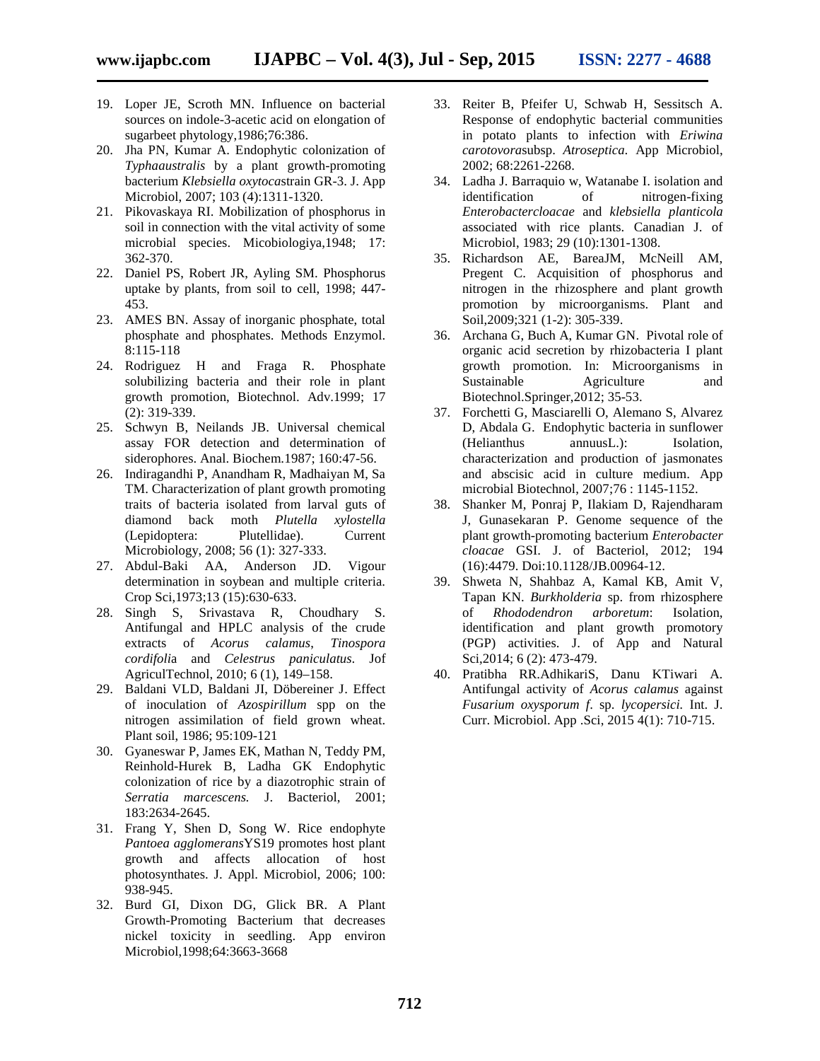19. Loper JE, Scroth MN. Influence on bacterial sources on indole-3-acetic acid on elongation of sugarbeet phytology,1986;76:386.
20. Jha PN, Kumar A. Endophytic colonization of *Typhaaustralis* by a plant growth-promoting bacterium *Klebsiella oxytoca*strain GR-3. J. App Microbiol, 2007; 103 (4):1311-1320.
21. Pikovaskaya RI. Mobilization of phosphorus in soil in connection with the vital activity of some microbial species. Micobiologiya,1948; 17: 362-370.
22. Daniel PS, Robert JR, Ayling SM. Phosphorus uptake by plants, from soil to cell, 1998; 447-453.
23. AMES BN. Assay of inorganic phosphate, total phosphate and phosphates. Methods Enzymol. 8:115-118
24. Rodriguez H and Fraga R. Phosphate solubilizing bacteria and their role in plant growth promotion, Biotechnol. Adv.1999; 17 (2): 319-339.
25. Schwyn B, Neilands JB. Universal chemical assay FOR detection and determination of siderophores. Anal. Biochem.1987; 160:47-56.
26. Indiragandhi P, Anandham R, Madhaiyan M, Sa TM. Characterization of plant growth promoting traits of bacteria isolated from larval guts of diamond back moth *Plutella xylostella* (Lepidoptera: Plutellidae). Current Microbiology, 2008; 56 (1): 327-333.
27. Abdul-Baki AA, Anderson JD. Vigour determination in soybean and multiple criteria. Crop Sci,1973;13 (15):630-633.
28. Singh S, Srivastava R, Choudhary S. Antifungal and HPLC analysis of the crude extracts of *Acorus calamus*, *Tinospora cordifoli*a and *Celestrus paniculatus*. Jof AgriculTechnol, 2010; 6 (1), 149–158.
29. Baldani VLD, Baldani JI, Döbereiner J. Effect of inoculation of *Azospirillum* spp on the nitrogen assimilation of field grown wheat. Plant soil, 1986; 95:109-121
30. Gyaneswar P, James EK, Mathan N, Teddy PM, Reinhold-Hurek B, Ladha GK Endophytic colonization of rice by a diazotrophic strain of *Serratia marcescens.* J. Bacteriol, 2001; 183:2634-2645.
31. Frang Y, Shen D, Song W. Rice endophyte *Pantoea agglomerans*YS19 promotes host plant growth and affects allocation of host photosynthates. J. Appl. Microbiol, 2006; 100: 938-945.
32. Burd GI, Dixon DG, Glick BR. A Plant Growth-Promoting Bacterium that decreases nickel toxicity in seedling. App environ Microbiol,1998;64:3663-3668
33. Reiter B, Pfeifer U, Schwab H, Sessitsch A. Response of endophytic bacterial communities in potato plants to infection with *Eriwina carotovora*subsp. *Atroseptica*. App Microbiol, 2002; 68:2261-2268.
34. Ladha J. Barraquio w, Watanabe I. isolation and identification of nitrogen-fixing *Enterobactercloacae* and *klebsiella planticola* associated with rice plants. Canadian J. of Microbiol, 1983; 29 (10):1301-1308.
35. Richardson AE, BareaJM, McNeill AM, Pregent C. Acquisition of phosphorus and nitrogen in the rhizosphere and plant growth promotion by microorganisms. Plant and Soil,2009;321 (1-2): 305-339.
36. Archana G, Buch A, Kumar GN. Pivotal role of organic acid secretion by rhizobacteria I plant growth promotion. In: Microorganisms in Sustainable Agriculture and Biotechnol.Springer,2012; 35-53.
37. Forchetti G, Masciarelli O, Alemano S, Alvarez D, Abdala G. Endophytic bacteria in sunflower (Helianthus annuusL.): Isolation, characterization and production of jasmonates and abscisic acid in culture medium. App microbial Biotechnol, 2007;76 : 1145-1152.
38. Shanker M, Ponraj P, Ilakiam D, Rajendharam J, Gunasekaran P. Genome sequence of the plant growth-promoting bacterium *Enterobacter cloacae* GSI. J. of Bacteriol, 2012; 194 (16):4479. Doi:10.1128/JB.00964-12.
39. Shweta N, Shahbaz A, Kamal KB, Amit V, Tapan KN. *Burkholderia* sp. from rhizosphere of *Rhododendron arboretum*: Isolation, identification and plant growth promotory (PGP) activities. J. of App and Natural Sci,2014; 6 (2): 473-479.
40. Pratibha RR.AdhikariS, Danu KTiwari A. Antifungal activity of *Acorus calamus* against *Fusarium oxysporum f*. sp. *lycopersici.* Int. J. Curr. Microbiol. App .Sci, 2015 4(1): 710-715.